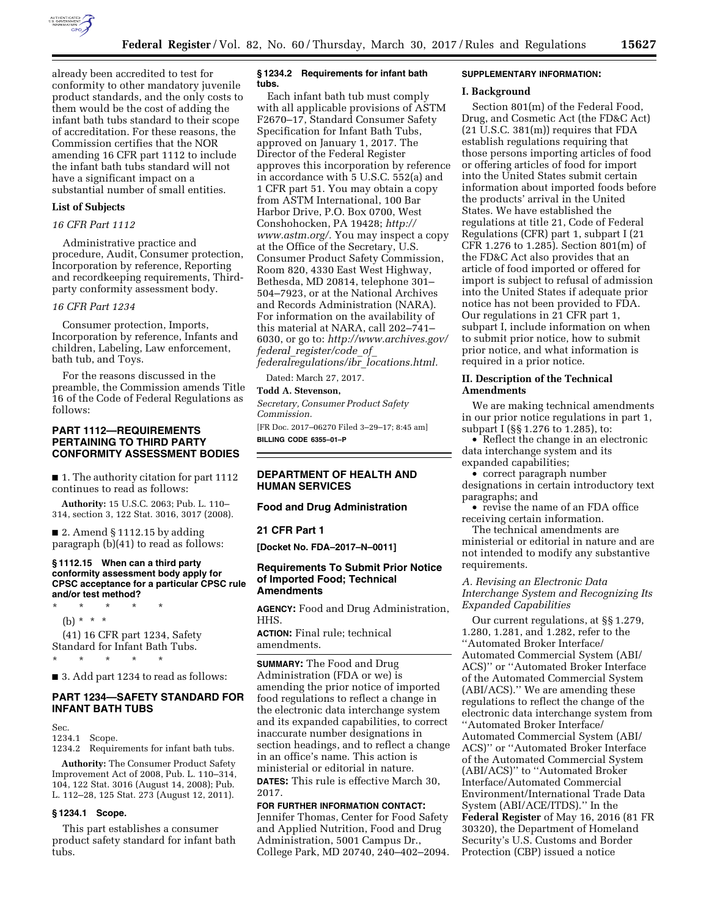already been accredited to test for conformity to other mandatory juvenile product standards, and the only costs to them would be the cost of adding the infant bath tubs standard to their scope of accreditation. For these reasons, the Commission certifies that the NOR amending 16 CFR part 1112 to include the infant bath tubs standard will not have a significant impact on a substantial number of small entities.

**List of Subjects**

*16 CFR Part 1112*

Administrative practice and procedure, Audit, Consumer protection, Incorporation by reference, Reporting and recordkeeping requirements, Third-party conformity assessment body.

*16 CFR Part 1234*

Consumer protection, Imports, Incorporation by reference, Infants and children, Labeling, Law enforcement, bath tub, and Toys.

For the reasons discussed in the preamble, the Commission amends Title 16 of the Code of Federal Regulations as follows:

## PART 1112—REQUIREMENTS PERTAINING TO THIRD PARTY CONFORMITY ASSESSMENT BODIES

■ 1. The authority citation for part 1112 continues to read as follows:

**Authority:** 15 U.S.C. 2063; Pub. L. 110–314, section 3, 122 Stat. 3016, 3017 (2008).

■ 2. Amend § 1112.15 by adding paragraph (b)(41) to read as follows:

**§ 1112.15 When can a third party conformity assessment body apply for CPSC acceptance for a particular CPSC rule and/or test method?**

\* \* \* \* \*

(b) \* \* \*

(41) 16 CFR part 1234, Safety Standard for Infant Bath Tubs.

\* \* \* \* \*

■ 3. Add part 1234 to read as follows:

## PART 1234—SAFETY STANDARD FOR INFANT BATH TUBS

Sec.
1234.1 Scope.
1234.2 Requirements for infant bath tubs.

**Authority:** The Consumer Product Safety Improvement Act of 2008, Pub. L. 110–314, 104, 122 Stat. 3016 (August 14, 2008); Pub. L. 112–28, 125 Stat. 273 (August 12, 2011).

**§ 1234.1 Scope.**

This part establishes a consumer product safety standard for infant bath tubs.

**§ 1234.2 Requirements for infant bath tubs.**

Each infant bath tub must comply with all applicable provisions of ASTM F2670–17, Standard Consumer Safety Specification for Infant Bath Tubs, approved on January 1, 2017. The Director of the Federal Register approves this incorporation by reference in accordance with 5 U.S.C. 552(a) and 1 CFR part 51. You may obtain a copy from ASTM International, 100 Bar Harbor Drive, P.O. Box 0700, West Conshohocken, PA 19428; *http://www.astm.org/*. You may inspect a copy at the Office of the Secretary, U.S. Consumer Product Safety Commission, Room 820, 4330 East West Highway, Bethesda, MD 20814, telephone 301–504–7923, or at the National Archives and Records Administration (NARA). For information on the availability of this material at NARA, call 202–741–6030, or go to: *http://www.archives.gov/federal_register/code_of_federalregulations/ibr_locations.html*.

Dated: March 27, 2017.

**Todd A. Stevenson,**

*Secretary, Consumer Product Safety Commission.*

[FR Doc. 2017–06270 Filed 3–29–17; 8:45 am]

**BILLING CODE 6355–01–P**

## DEPARTMENT OF HEALTH AND HUMAN SERVICES

### Food and Drug Administration

### 21 CFR Part 1

**[Docket No. FDA–2017–N–0011]**

### Requirements To Submit Prior Notice of Imported Food; Technical Amendments

**AGENCY:** Food and Drug Administration, HHS.

**ACTION:** Final rule; technical amendments.

**SUMMARY:** The Food and Drug Administration (FDA or we) is amending the prior notice of imported food regulations to reflect a change in the electronic data interchange system and its expanded capabilities, to correct inaccurate number designations in section headings, and to reflect a change in an office's name. This action is ministerial or editorial in nature.

**DATES:** This rule is effective March 30, 2017.

**FOR FURTHER INFORMATION CONTACT:** Jennifer Thomas, Center for Food Safety and Applied Nutrition, Food and Drug Administration, 5001 Campus Dr., College Park, MD 20740, 240–402–2094.

**SUPPLEMENTARY INFORMATION:**

**I. Background**

Section 801(m) of the Federal Food, Drug, and Cosmetic Act (the FD&C Act) (21 U.S.C. 381(m)) requires that FDA establish regulations requiring that those persons importing articles of food or offering articles of food for import into the United States submit certain information about imported foods before the products' arrival in the United States. We have established the regulations at title 21, Code of Federal Regulations (CFR) part 1, subpart I (21 CFR 1.276 to 1.285). Section 801(m) of the FD&C Act also provides that an article of food imported or offered for import is subject to refusal of admission into the United States if adequate prior notice has not been provided to FDA. Our regulations in 21 CFR part 1, subpart I, include information on when to submit prior notice, how to submit prior notice, and what information is required in a prior notice.

**II. Description of the Technical Amendments**

We are making technical amendments in our prior notice regulations in part 1, subpart I (§§ 1.276 to 1.285), to:

- Reflect the change in an electronic data interchange system and its expanded capabilities;
- correct paragraph number designations in certain introductory text paragraphs; and
- revise the name of an FDA office receiving certain information.

The technical amendments are ministerial or editorial in nature and are not intended to modify any substantive requirements.

*A. Revising an Electronic Data Interchange System and Recognizing Its Expanded Capabilities*

Our current regulations, at §§ 1.279, 1.280, 1.281, and 1.282, refer to the "Automated Broker Interface/Automated Commercial System (ABI/ACS)" or "Automated Broker Interface of the Automated Commercial System (ABI/ACS)." We are amending these regulations to reflect the change of the electronic data interchange system from "Automated Broker Interface/Automated Commercial System (ABI/ACS)" or "Automated Broker Interface of the Automated Commercial System (ABI/ACS)" to "Automated Broker Interface/Automated Commercial Environment/International Trade Data System (ABI/ACE/ITDS)." In the **Federal Register** of May 16, 2016 (81 FR 30320), the Department of Homeland Security's U.S. Customs and Border Protection (CBP) issued a notice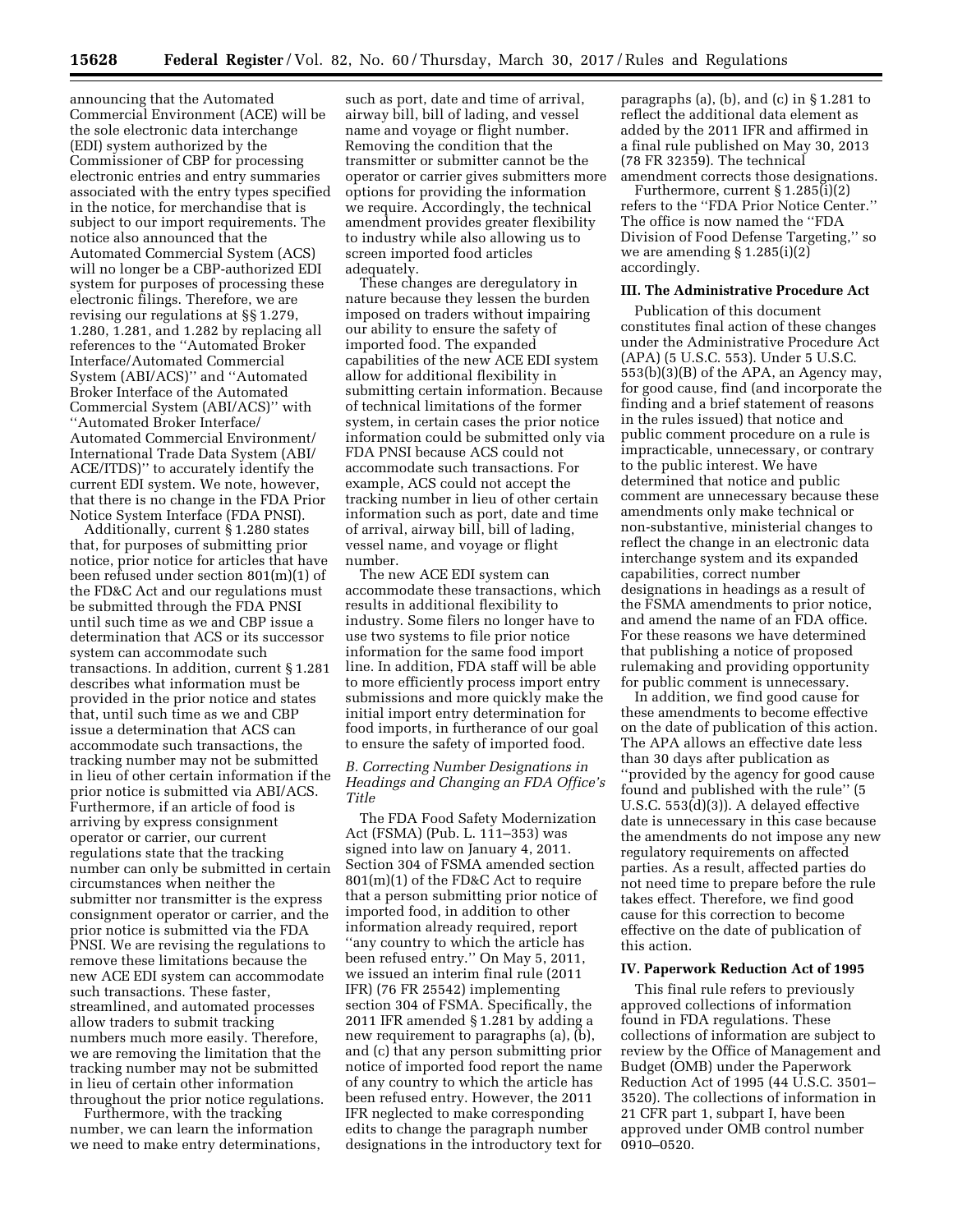announcing that the Automated Commercial Environment (ACE) will be the sole electronic data interchange (EDI) system authorized by the Commissioner of CBP for processing electronic entries and entry summaries associated with the entry types specified in the notice, for merchandise that is subject to our import requirements. The notice also announced that the Automated Commercial System (ACS) will no longer be a CBP-authorized EDI system for purposes of processing these electronic filings. Therefore, we are revising our regulations at §§ 1.279, 1.280, 1.281, and 1.282 by replacing all references to the ''Automated Broker Interface/Automated Commercial System (ABI/ACS)'' and ''Automated Broker Interface of the Automated Commercial System (ABI/ACS)'' with ''Automated Broker Interface/Automated Commercial Environment/International Trade Data System (ABI/ACE/ITDS)'' to accurately identify the current EDI system. We note, however, that there is no change in the FDA Prior Notice System Interface (FDA PNSI).

Additionally, current § 1.280 states that, for purposes of submitting prior notice, prior notice for articles that have been refused under section 801(m)(1) of the FD&C Act and our regulations must be submitted through the FDA PNSI until such time as we and CBP issue a determination that ACS or its successor system can accommodate such transactions. In addition, current § 1.281 describes what information must be provided in the prior notice and states that, until such time as we and CBP issue a determination that ACS can accommodate such transactions, the tracking number may not be submitted in lieu of other certain information if the prior notice is submitted via ABI/ACS. Furthermore, if an article of food is arriving by express consignment operator or carrier, our current regulations state that the tracking number can only be submitted in certain circumstances when neither the submitter nor transmitter is the express consignment operator or carrier, and the prior notice is submitted via the FDA PNSI. We are revising the regulations to remove these limitations because the new ACE EDI system can accommodate such transactions. These faster, streamlined, and automated processes allow traders to submit tracking numbers much more easily. Therefore, we are removing the limitation that the tracking number may not be submitted in lieu of certain other information throughout the prior notice regulations.

Furthermore, with the tracking number, we can learn the information we need to make entry determinations, such as port, date and time of arrival, airway bill, bill of lading, and vessel name and voyage or flight number. Removing the condition that the transmitter or submitter cannot be the operator or carrier gives submitters more options for providing the information we require. Accordingly, the technical amendment provides greater flexibility to industry while also allowing us to screen imported food articles adequately.

These changes are deregulatory in nature because they lessen the burden imposed on traders without impairing our ability to ensure the safety of imported food. The expanded capabilities of the new ACE EDI system allow for additional flexibility in submitting certain information. Because of technical limitations of the former system, in certain cases the prior notice information could be submitted only via FDA PNSI because ACS could not accommodate such transactions. For example, ACS could not accept the tracking number in lieu of other certain information such as port, date and time of arrival, airway bill, bill of lading, vessel name, and voyage or flight number.

The new ACE EDI system can accommodate these transactions, which results in additional flexibility to industry. Some filers no longer have to use two systems to file prior notice information for the same food import line. In addition, FDA staff will be able to more efficiently process import entry submissions and more quickly make the initial import entry determination for food imports, in furtherance of our goal to ensure the safety of imported food.

### *B. Correcting Number Designations in Headings and Changing an FDA Office's Title*

The FDA Food Safety Modernization Act (FSMA) (Pub. L. 111–353) was signed into law on January 4, 2011. Section 304 of FSMA amended section 801(m)(1) of the FD&C Act to require that a person submitting prior notice of imported food, in addition to other information already required, report ''any country to which the article has been refused entry.'' On May 5, 2011, we issued an interim final rule (2011 IFR) (76 FR 25542) implementing section 304 of FSMA. Specifically, the 2011 IFR amended § 1.281 by adding a new requirement to paragraphs (a), (b), and (c) that any person submitting prior notice of imported food report the name of any country to which the article has been refused entry. However, the 2011 IFR neglected to make corresponding edits to change the paragraph number designations in the introductory text for paragraphs (a), (b), and (c) in § 1.281 to reflect the additional data element as added by the 2011 IFR and affirmed in a final rule published on May 30, 2013 (78 FR 32359). The technical amendment corrects those designations.

Furthermore, current § 1.285(i)(2) refers to the ''FDA Prior Notice Center.'' The office is now named the ''FDA Division of Food Defense Targeting,'' so we are amending § 1.285(i)(2) accordingly.

## III. The Administrative Procedure Act

Publication of this document constitutes final action of these changes under the Administrative Procedure Act (APA) (5 U.S.C. 553). Under 5 U.S.C. 553(b)(3)(B) of the APA, an Agency may, for good cause, find (and incorporate the finding and a brief statement of reasons in the rules issued) that notice and public comment procedure on a rule is impracticable, unnecessary, or contrary to the public interest. We have determined that notice and public comment are unnecessary because these amendments only make technical or non-substantive, ministerial changes to reflect the change in an electronic data interchange system and its expanded capabilities, correct number designations in headings as a result of the FSMA amendments to prior notice, and amend the name of an FDA office. For these reasons we have determined that publishing a notice of proposed rulemaking and providing opportunity for public comment is unnecessary.

In addition, we find good cause for these amendments to become effective on the date of publication of this action. The APA allows an effective date less than 30 days after publication as ''provided by the agency for good cause found and published with the rule'' (5 U.S.C. 553(d)(3)). A delayed effective date is unnecessary in this case because the amendments do not impose any new regulatory requirements on affected parties. As a result, affected parties do not need time to prepare before the rule takes effect. Therefore, we find good cause for this correction to become effective on the date of publication of this action.

## IV. Paperwork Reduction Act of 1995

This final rule refers to previously approved collections of information found in FDA regulations. These collections of information are subject to review by the Office of Management and Budget (OMB) under the Paperwork Reduction Act of 1995 (44 U.S.C. 3501–3520). The collections of information in 21 CFR part 1, subpart I, have been approved under OMB control number 0910–0520.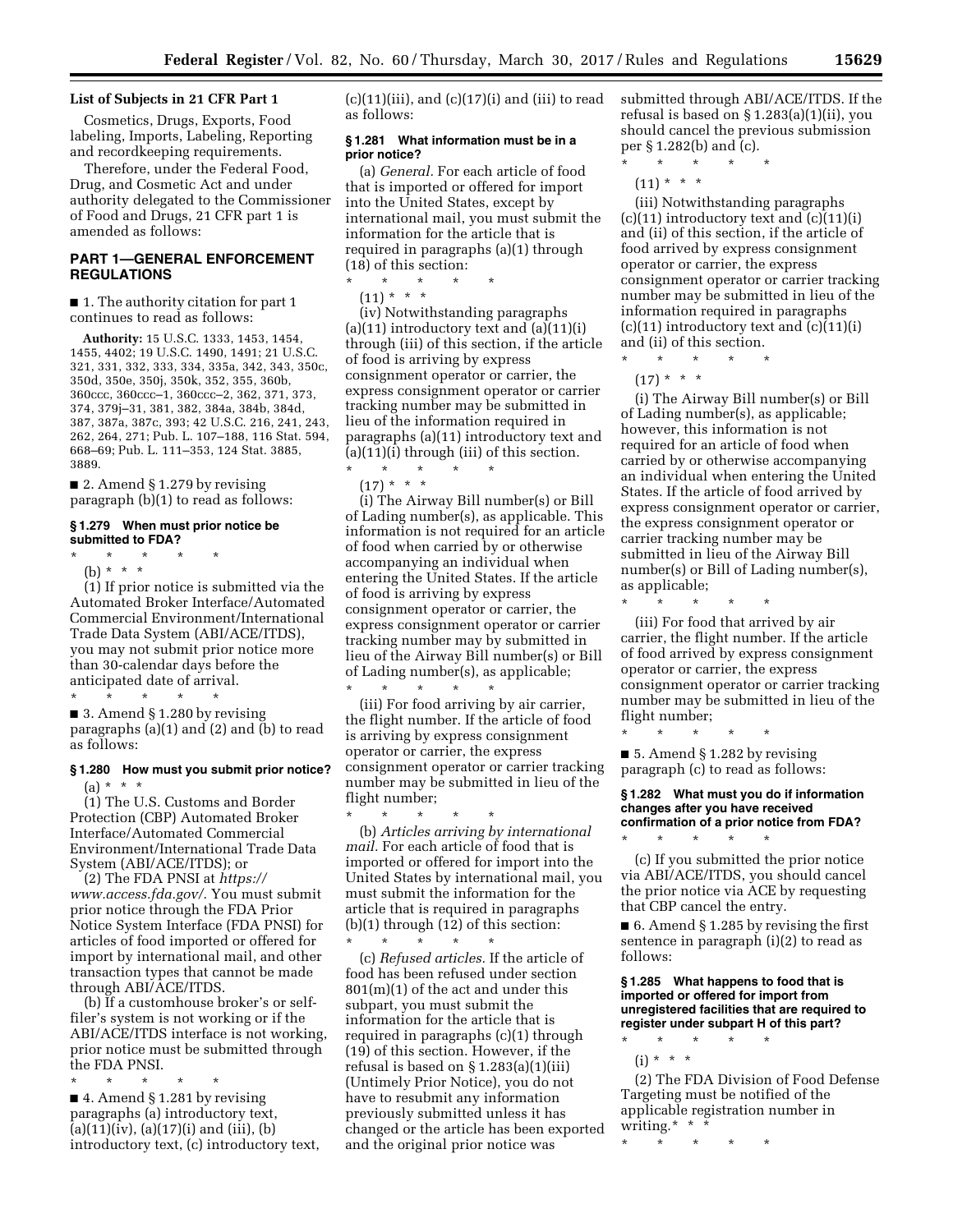### List of Subjects in 21 CFR Part 1

Cosmetics, Drugs, Exports, Food labeling, Imports, Labeling, Reporting and recordkeeping requirements.

Therefore, under the Federal Food, Drug, and Cosmetic Act and under authority delegated to the Commissioner of Food and Drugs, 21 CFR part 1 is amended as follows:

## PART 1—GENERAL ENFORCEMENT REGULATIONS

■ 1. The authority citation for part 1 continues to read as follows:

**Authority:** 15 U.S.C. 1333, 1453, 1454, 1455, 4402; 19 U.S.C. 1490, 1491; 21 U.S.C. 321, 331, 332, 333, 334, 335a, 342, 343, 350c, 350d, 350e, 350j, 350k, 352, 355, 360b, 360ccc, 360ccc–1, 360ccc–2, 362, 371, 373, 374, 379j–31, 381, 382, 384a, 384b, 384d, 387, 387a, 387c, 393; 42 U.S.C. 216, 241, 243, 262, 264, 271; Pub. L. 107–188, 116 Stat. 594, 668–69; Pub. L. 111–353, 124 Stat. 3885, 3889.

■ 2. Amend § 1.279 by revising paragraph (b)(1) to read as follows:

### § 1.279 When must prior notice be submitted to FDA?

\* \* \* \* \*

(b) \* \* \*

(1) If prior notice is submitted via the Automated Broker Interface/Automated Commercial Environment/International Trade Data System (ABI/ACE/ITDS), you may not submit prior notice more than 30-calendar days before the anticipated date of arrival.

\* \* \* \* \*

■ 3. Amend § 1.280 by revising paragraphs (a)(1) and (2) and (b) to read as follows:

### § 1.280 How must you submit prior notice?

(a) \* \* \*

(1) The U.S. Customs and Border Protection (CBP) Automated Broker Interface/Automated Commercial Environment/International Trade Data System (ABI/ACE/ITDS); or

(2) The FDA PNSI at *https://www.access.fda.gov/.* You must submit prior notice through the FDA Prior Notice System Interface (FDA PNSI) for articles of food imported or offered for import by international mail, and other transaction types that cannot be made through ABI/ACE/ITDS.

(b) If a customhouse broker's or self-filer's system is not working or if the ABI/ACE/ITDS interface is not working, prior notice must be submitted through the FDA PNSI.

\* \* \* \* \*

■ 4. Amend § 1.281 by revising paragraphs (a) introductory text, (a)(11)(iv), (a)(17)(i) and (iii), (b) introductory text, (c) introductory text, (c)(11)(iii), and (c)(17)(i) and (iii) to read as follows:

### § 1.281 What information must be in a prior notice?

(a) *General.* For each article of food that is imported or offered for import into the United States, except by international mail, you must submit the information for the article that is required in paragraphs (a)(1) through (18) of this section:

\* \* \* \* \*

(11) \* \* \*

(iv) Notwithstanding paragraphs (a)(11) introductory text and (a)(11)(i) through (iii) of this section, if the article of food is arriving by express consignment operator or carrier, the express consignment operator or carrier tracking number may be submitted in lieu of the information required in paragraphs (a)(11) introductory text and (a)(11)(i) through (iii) of this section.

\* \* \* \* \*

(17) \* \* \*

(i) The Airway Bill number(s) or Bill of Lading number(s), as applicable. This information is not required for an article of food when carried by or otherwise accompanying an individual when entering the United States. If the article of food is arriving by express consignment operator or carrier, the express consignment operator or carrier tracking number may by submitted in lieu of the Airway Bill number(s) or Bill of Lading number(s), as applicable;

\* \* \* \* \*

(iii) For food arriving by air carrier, the flight number. If the article of food is arriving by express consignment operator or carrier, the express consignment operator or carrier tracking number may be submitted in lieu of the flight number;

\* \* \* \* \*

(b) *Articles arriving by international mail.* For each article of food that is imported or offered for import into the United States by international mail, you must submit the information for the article that is required in paragraphs (b)(1) through (12) of this section:

\* \* \* \* \*

(c) *Refused articles.* If the article of food has been refused under section 801(m)(1) of the act and under this subpart, you must submit the information for the article that is required in paragraphs (c)(1) through (19) of this section. However, if the refusal is based on § 1.283(a)(1)(iii) (Untimely Prior Notice), you do not have to resubmit any information previously submitted unless it has changed or the article has been exported and the original prior notice was submitted through ABI/ACE/ITDS. If the refusal is based on § 1.283(a)(1)(ii), you should cancel the previous submission per § 1.282(b) and (c).

\* \* \* \* \*

(11) \* \* \*

(iii) Notwithstanding paragraphs (c)(11) introductory text and (c)(11)(i) and (ii) of this section, if the article of food arrived by express consignment operator or carrier, the express consignment operator or carrier tracking number may be submitted in lieu of the information required in paragraphs (c)(11) introductory text and (c)(11)(i) and (ii) of this section.

\* \* \* \* \*

(17) \* \* \*

(i) The Airway Bill number(s) or Bill of Lading number(s), as applicable; however, this information is not required for an article of food when carried by or otherwise accompanying an individual when entering the United States. If the article of food arrived by express consignment operator or carrier, the express consignment operator or carrier tracking number may be submitted in lieu of the Airway Bill number(s) or Bill of Lading number(s), as applicable;

\* \* \* \* \*

(iii) For food that arrived by air carrier, the flight number. If the article of food arrived by express consignment operator or carrier, the express consignment operator or carrier tracking number may be submitted in lieu of the flight number;

\* \* \* \* \*

■ 5. Amend § 1.282 by revising paragraph (c) to read as follows:

### § 1.282 What must you do if information changes after you have received confirmation of a prior notice from FDA?

\* \* \* \* \*

(c) If you submitted the prior notice via ABI/ACE/ITDS, you should cancel the prior notice via ACE by requesting that CBP cancel the entry.

■ 6. Amend § 1.285 by revising the first sentence in paragraph (i)(2) to read as follows:

### § 1.285 What happens to food that is imported or offered for import from unregistered facilities that are required to register under subpart H of this part?

\* \* \* \* \*

(i) \* \* \*

(2) The FDA Division of Food Defense Targeting must be notified of the applicable registration number in writing.\* \* \*

\* \* \* \* \*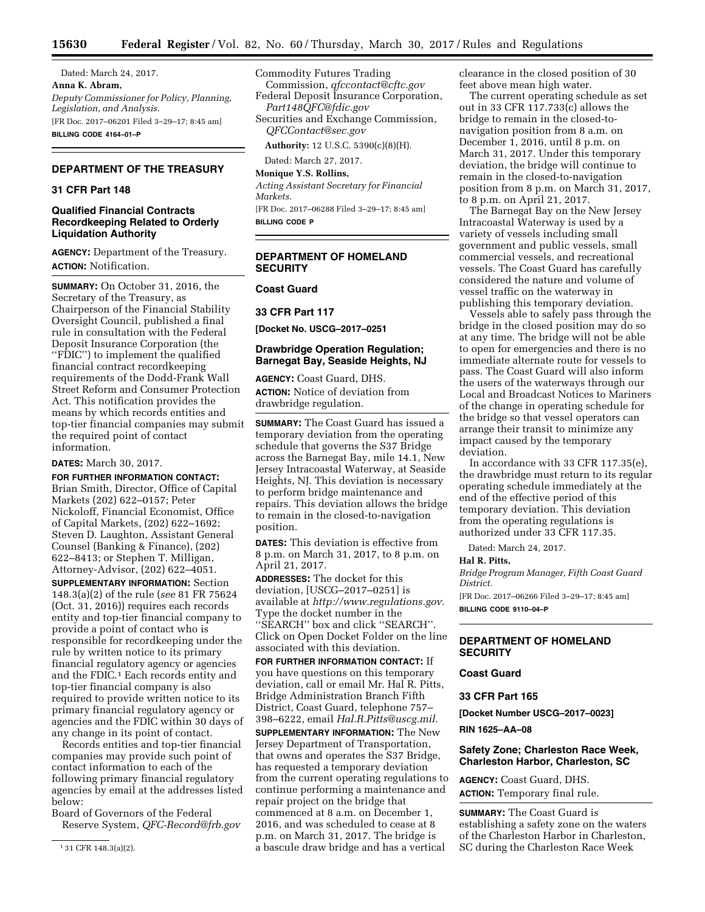Dated: March 24, 2017.

**Anna K. Abram,**

*Deputy Commissioner for Policy, Planning, Legislation, and Analysis.*

[FR Doc. 2017–06201 Filed 3–29–17; 8:45 am]

**BILLING CODE 4164–01–P**

## DEPARTMENT OF THE TREASURY

### 31 CFR Part 148

### Qualified Financial Contracts Recordkeeping Related to Orderly Liquidation Authority

**AGENCY:** Department of the Treasury.

**ACTION:** Notification.

**SUMMARY:** On October 31, 2016, the Secretary of the Treasury, as Chairperson of the Financial Stability Oversight Council, published a final rule in consultation with the Federal Deposit Insurance Corporation (the ''FDIC'') to implement the qualified financial contract recordkeeping requirements of the Dodd-Frank Wall Street Reform and Consumer Protection Act. This notification provides the means by which records entities and top-tier financial companies may submit the required point of contact information.

**DATES:** March 30, 2017.

**FOR FURTHER INFORMATION CONTACT:** Brian Smith, Director, Office of Capital Markets (202) 622–0157; Peter Nickoloff, Financial Economist, Office of Capital Markets, (202) 622–1692; Steven D. Laughton, Assistant General Counsel (Banking & Finance), (202) 622–8413; or Stephen T. Milligan, Attorney-Advisor, (202) 622–4051.

**SUPPLEMENTARY INFORMATION:** Section 148.3(a)(2) of the rule (*see* 81 FR 75624 (Oct. 31, 2016)) requires each records entity and top-tier financial company to provide a point of contact who is responsible for recordkeeping under the rule by written notice to its primary financial regulatory agency or agencies and the FDIC.[1] Each records entity and top-tier financial company is also required to provide written notice to its primary financial regulatory agency or agencies and the FDIC within 30 days of any change in its point of contact.

Records entities and top-tier financial companies may provide such point of contact information to each of the following primary financial regulatory agencies by email at the addresses listed below:

Board of Governors of the Federal Reserve System, *QFC-Record@frb.gov*

Commodity Futures Trading Commission, *qfccontact@cftc.gov*

Federal Deposit Insurance Corporation, *Part148QFC@fdic.gov*

Securities and Exchange Commission, *QFCContact@sec.gov*

**Authority:** 12 U.S.C. 5390(c)(8)(H).

Dated: March 27, 2017.

**Monique Y.S. Rollins,**

*Acting Assistant Secretary for Financial Markets.*

[FR Doc. 2017–06288 Filed 3–29–17; 8:45 am]

**BILLING CODE P**

[1] 31 CFR 148.3(a)(2).

## DEPARTMENT OF HOMELAND SECURITY

### Coast Guard

### 33 CFR Part 117

**[Docket No. USCG–2017–0251]**

### Drawbridge Operation Regulation; Barnegat Bay, Seaside Heights, NJ

**AGENCY:** Coast Guard, DHS.

**ACTION:** Notice of deviation from drawbridge regulation.

**SUMMARY:** The Coast Guard has issued a temporary deviation from the operating schedule that governs the S37 Bridge across the Barnegat Bay, mile 14.1, New Jersey Intracoastal Waterway, at Seaside Heights, NJ. This deviation is necessary to perform bridge maintenance and repairs. This deviation allows the bridge to remain in the closed-to-navigation position.

**DATES:** This deviation is effective from 8 p.m. on March 31, 2017, to 8 p.m. on April 21, 2017.

**ADDRESSES:** The docket for this deviation, [USCG–2017–0251] is available at *http://www.regulations.gov.* Type the docket number in the ''SEARCH'' box and click ''SEARCH''. Click on Open Docket Folder on the line associated with this deviation.

**FOR FURTHER INFORMATION CONTACT:** If you have questions on this temporary deviation, call or email Mr. Hal R. Pitts, Bridge Administration Branch Fifth District, Coast Guard, telephone 757–398–6222, email *Hal.R.Pitts@uscg.mil.*

**SUPPLEMENTARY INFORMATION:** The New Jersey Department of Transportation, that owns and operates the S37 Bridge, has requested a temporary deviation from the current operating regulations to continue performing a maintenance and repair project on the bridge that commenced at 8 a.m. on December 1, 2016, and was scheduled to cease at 8 p.m. on March 31, 2017. The bridge is a bascule draw bridge and has a vertical clearance in the closed position of 30 feet above mean high water.

The current operating schedule as set out in 33 CFR 117.733(c) allows the bridge to remain in the closed-to-navigation position from 8 a.m. on December 1, 2016, until 8 p.m. on March 31, 2017. Under this temporary deviation, the bridge will continue to remain in the closed-to-navigation position from 8 p.m. on March 31, 2017, to 8 p.m. on April 21, 2017.

The Barnegat Bay on the New Jersey Intracoastal Waterway is used by a variety of vessels including small government and public vessels, small commercial vessels, and recreational vessels. The Coast Guard has carefully considered the nature and volume of vessel traffic on the waterway in publishing this temporary deviation.

Vessels able to safely pass through the bridge in the closed position may do so at any time. The bridge will not be able to open for emergencies and there is no immediate alternate route for vessels to pass. The Coast Guard will also inform the users of the waterways through our Local and Broadcast Notices to Mariners of the change in operating schedule for the bridge so that vessel operators can arrange their transit to minimize any impact caused by the temporary deviation.

In accordance with 33 CFR 117.35(e), the drawbridge must return to its regular operating schedule immediately at the end of the effective period of this temporary deviation. This deviation from the operating regulations is authorized under 33 CFR 117.35.

Dated: March 24, 2017.

**Hal R. Pitts,**

*Bridge Program Manager, Fifth Coast Guard District.*

[FR Doc. 2017–06266 Filed 3–29–17; 8:45 am]

**BILLING CODE 9110–04–P**

## DEPARTMENT OF HOMELAND SECURITY

### Coast Guard

### 33 CFR Part 165

**[Docket Number USCG–2017–0023]**

**RIN 1625–AA–08**

### Safety Zone; Charleston Race Week, Charleston Harbor, Charleston, SC

**AGENCY:** Coast Guard, DHS.

**ACTION:** Temporary final rule.

**SUMMARY:** The Coast Guard is establishing a safety zone on the waters of the Charleston Harbor in Charleston, SC during the Charleston Race Week